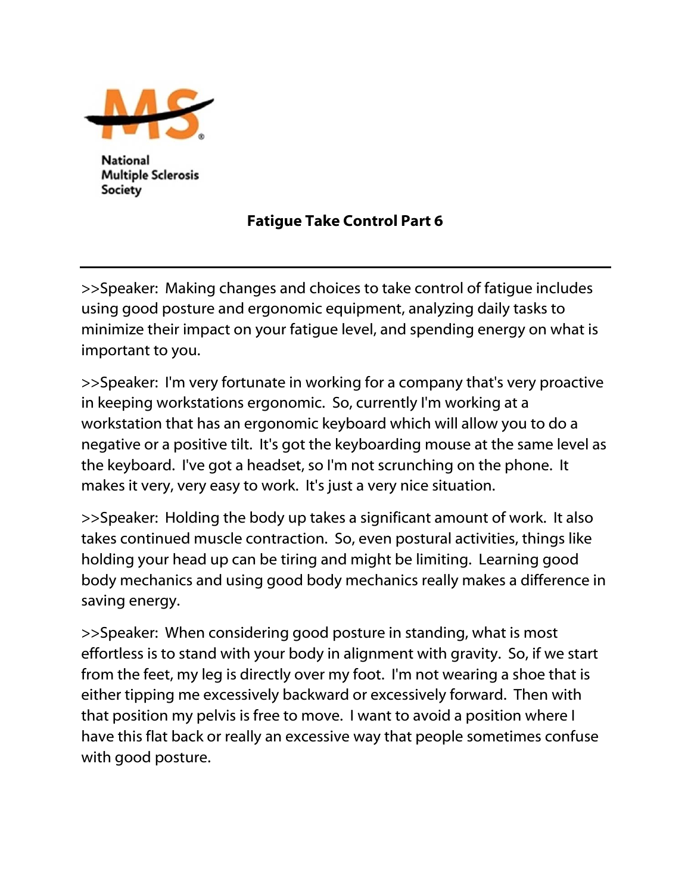National Multiple Sclerosis Society

## Fatigue Take Control Part 6

---

>>Speaker: Making changes and choices to take control of fatigue includes using good posture and ergonomic equipment, analyzing daily tasks to minimize their impact on your fatigue level, and spending energy on what is important to you.

>>Speaker: I'm very fortunate in working for a company that's very proactive in keeping workstations ergonomic. So, currently I'm working at a workstation that has an ergonomic keyboard which will allow you to do a negative or a positive tilt. It's got the keyboarding mouse at the same level as the keyboard. I've got a headset, so I'm not scrunching on the phone. It makes it very, very easy to work. It's just a very nice situation.

>>Speaker: Holding the body up takes a significant amount of work. It also takes continued muscle contraction. So, even postural activities, things like holding your head up can be tiring and might be limiting. Learning good body mechanics and using good body mechanics really makes a difference in saving energy.

>>Speaker: When considering good posture in standing, what is most effortless is to stand with your body in alignment with gravity. So, if we start from the feet, my leg is directly over my foot. I'm not wearing a shoe that is either tipping me excessively backward or excessively forward. Then with that position my pelvis is free to move. I want to avoid a position where I have this flat back or really an excessive way that people sometimes confuse with good posture.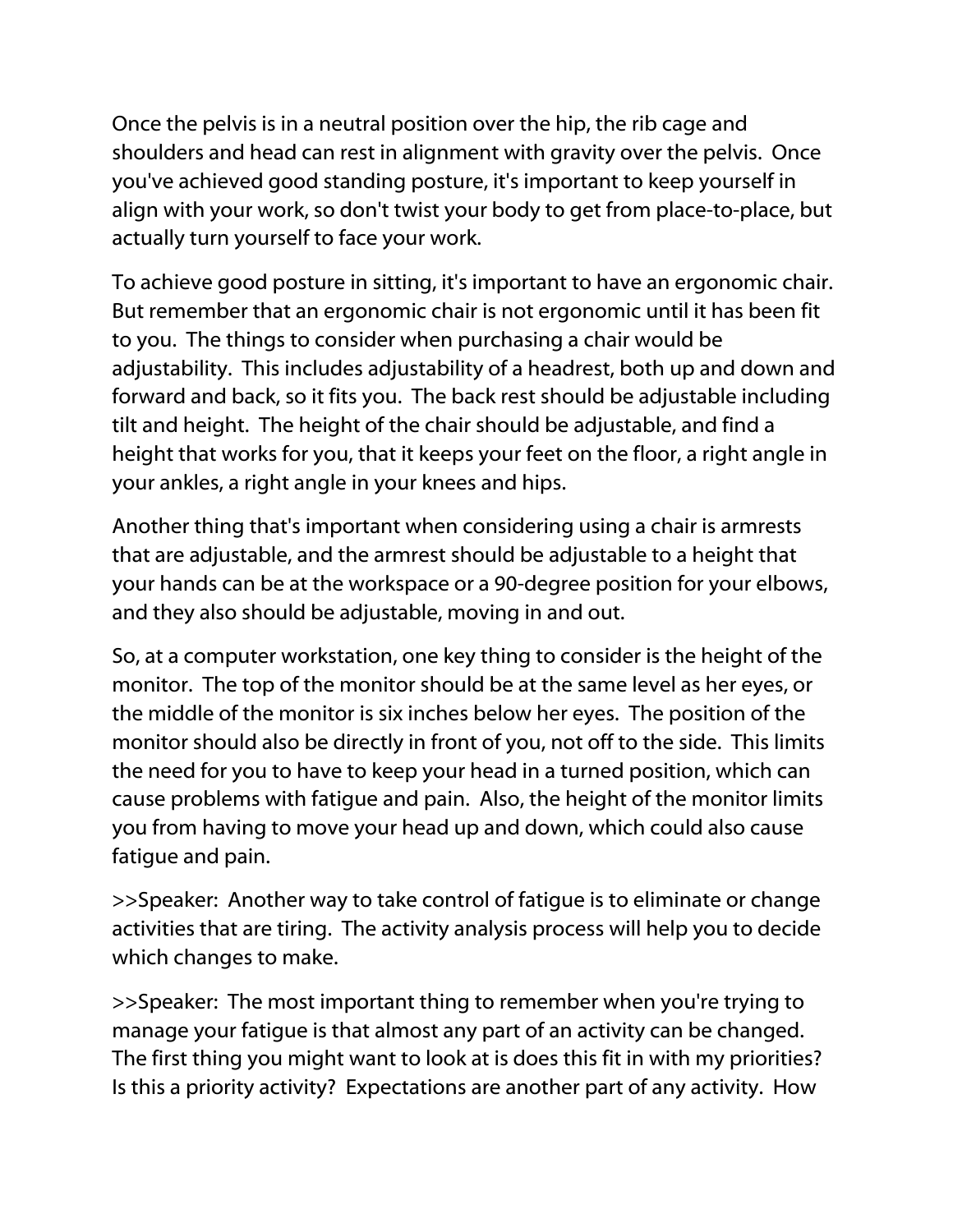Once the pelvis is in a neutral position over the hip, the rib cage and shoulders and head can rest in alignment with gravity over the pelvis. Once you've achieved good standing posture, it's important to keep yourself in align with your work, so don't twist your body to get from place-to-place, but actually turn yourself to face your work.

To achieve good posture in sitting, it's important to have an ergonomic chair. But remember that an ergonomic chair is not ergonomic until it has been fit to you. The things to consider when purchasing a chair would be adjustability. This includes adjustability of a headrest, both up and down and forward and back, so it fits you. The back rest should be adjustable including tilt and height. The height of the chair should be adjustable, and find a height that works for you, that it keeps your feet on the floor, a right angle in your ankles, a right angle in your knees and hips.

Another thing that's important when considering using a chair is armrests that are adjustable, and the armrest should be adjustable to a height that your hands can be at the workspace or a 90-degree position for your elbows, and they also should be adjustable, moving in and out.

So, at a computer workstation, one key thing to consider is the height of the monitor. The top of the monitor should be at the same level as her eyes, or the middle of the monitor is six inches below her eyes. The position of the monitor should also be directly in front of you, not off to the side. This limits the need for you to have to keep your head in a turned position, which can cause problems with fatigue and pain. Also, the height of the monitor limits you from having to move your head up and down, which could also cause fatigue and pain.

>>Speaker: Another way to take control of fatigue is to eliminate or change activities that are tiring. The activity analysis process will help you to decide which changes to make.

>>Speaker: The most important thing to remember when you're trying to manage your fatigue is that almost any part of an activity can be changed. The first thing you might want to look at is does this fit in with my priorities? Is this a priority activity? Expectations are another part of any activity. How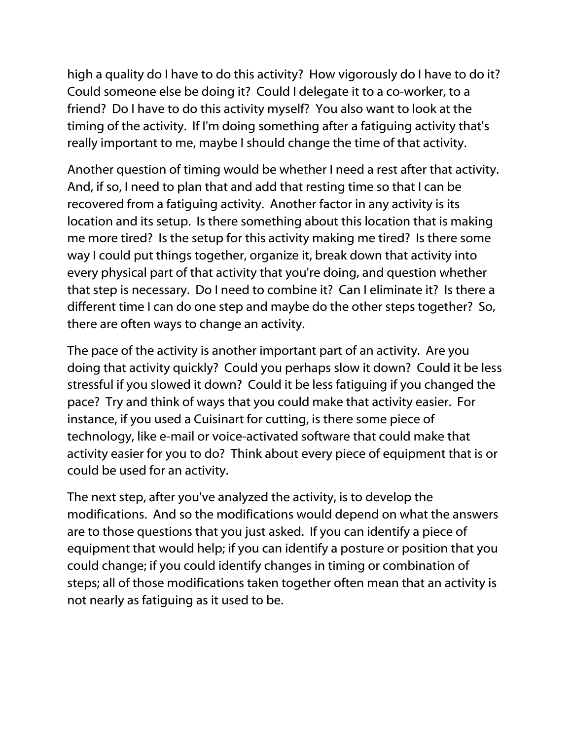high a quality do I have to do this activity? How vigorously do I have to do it? Could someone else be doing it? Could I delegate it to a co-worker, to a friend? Do I have to do this activity myself? You also want to look at the timing of the activity. If I'm doing something after a fatiguing activity that's really important to me, maybe I should change the time of that activity.

Another question of timing would be whether I need a rest after that activity. And, if so, I need to plan that and add that resting time so that I can be recovered from a fatiguing activity. Another factor in any activity is its location and its setup. Is there something about this location that is making me more tired? Is the setup for this activity making me tired? Is there some way I could put things together, organize it, break down that activity into every physical part of that activity that you're doing, and question whether that step is necessary. Do I need to combine it? Can I eliminate it? Is there a different time I can do one step and maybe do the other steps together? So, there are often ways to change an activity.

The pace of the activity is another important part of an activity. Are you doing that activity quickly? Could you perhaps slow it down? Could it be less stressful if you slowed it down? Could it be less fatiguing if you changed the pace? Try and think of ways that you could make that activity easier. For instance, if you used a Cuisinart for cutting, is there some piece of technology, like e-mail or voice-activated software that could make that activity easier for you to do? Think about every piece of equipment that is or could be used for an activity.

The next step, after you've analyzed the activity, is to develop the modifications. And so the modifications would depend on what the answers are to those questions that you just asked. If you can identify a piece of equipment that would help; if you can identify a posture or position that you could change; if you could identify changes in timing or combination of steps; all of those modifications taken together often mean that an activity is not nearly as fatiguing as it used to be.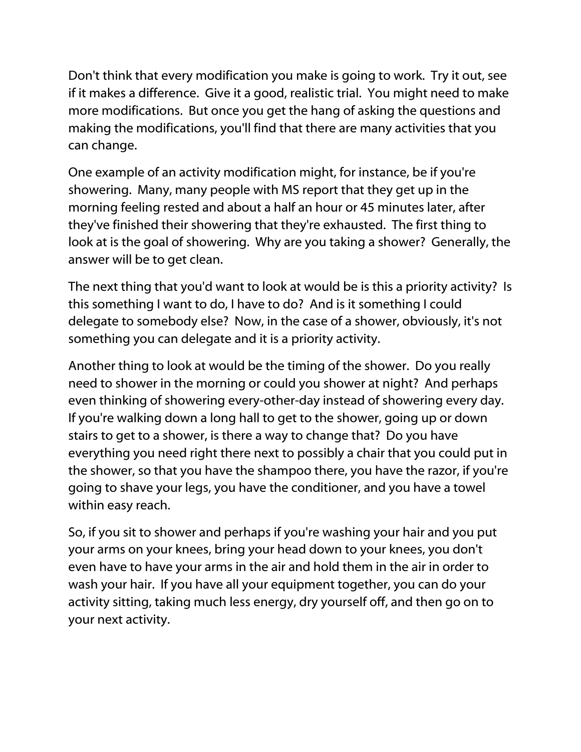Don't think that every modification you make is going to work. Try it out, see if it makes a difference. Give it a good, realistic trial. You might need to make more modifications. But once you get the hang of asking the questions and making the modifications, you'll find that there are many activities that you can change.

One example of an activity modification might, for instance, be if you're showering. Many, many people with MS report that they get up in the morning feeling rested and about a half an hour or 45 minutes later, after they've finished their showering that they're exhausted. The first thing to look at is the goal of showering. Why are you taking a shower? Generally, the answer will be to get clean.

The next thing that you'd want to look at would be is this a priority activity? Is this something I want to do, I have to do? And is it something I could delegate to somebody else? Now, in the case of a shower, obviously, it's not something you can delegate and it is a priority activity.

Another thing to look at would be the timing of the shower. Do you really need to shower in the morning or could you shower at night? And perhaps even thinking of showering every-other-day instead of showering every day. If you're walking down a long hall to get to the shower, going up or down stairs to get to a shower, is there a way to change that? Do you have everything you need right there next to possibly a chair that you could put in the shower, so that you have the shampoo there, you have the razor, if you're going to shave your legs, you have the conditioner, and you have a towel within easy reach.

So, if you sit to shower and perhaps if you're washing your hair and you put your arms on your knees, bring your head down to your knees, you don't even have to have your arms in the air and hold them in the air in order to wash your hair. If you have all your equipment together, you can do your activity sitting, taking much less energy, dry yourself off, and then go on to your next activity.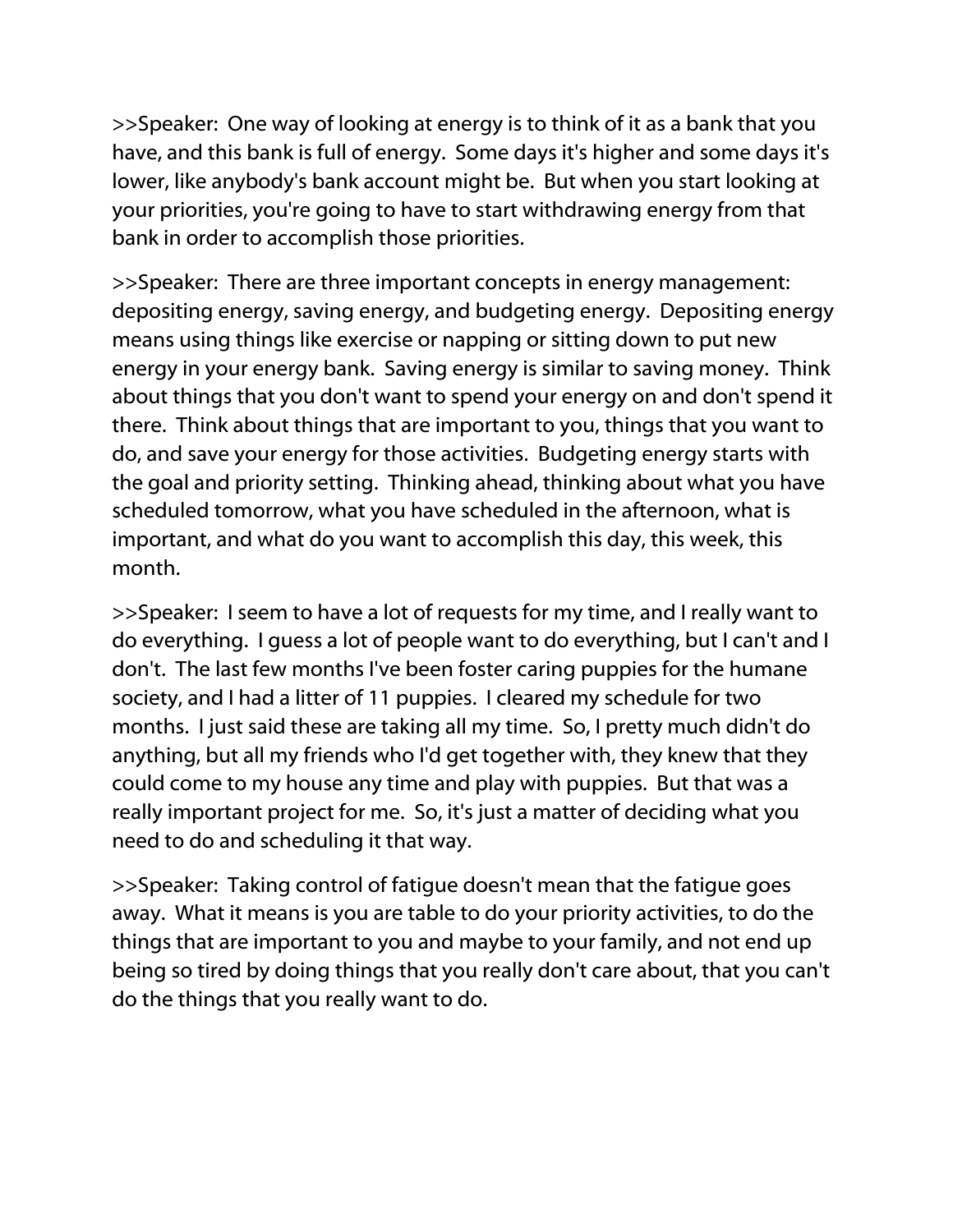>>Speaker:  One way of looking at energy is to think of it as a bank that you have, and this bank is full of energy.  Some days it's higher and some days it's lower, like anybody's bank account might be.  But when you start looking at your priorities, you're going to have to start withdrawing energy from that bank in order to accomplish those priorities.

>>Speaker:  There are three important concepts in energy management: depositing energy, saving energy, and budgeting energy.  Depositing energy means using things like exercise or napping or sitting down to put new energy in your energy bank.  Saving energy is similar to saving money.  Think about things that you don't want to spend your energy on and don't spend it there.  Think about things that are important to you, things that you want to do, and save your energy for those activities.  Budgeting energy starts with the goal and priority setting.  Thinking ahead, thinking about what you have scheduled tomorrow, what you have scheduled in the afternoon, what is important, and what do you want to accomplish this day, this week, this month.

>>Speaker:  I seem to have a lot of requests for my time, and I really want to do everything.  I guess a lot of people want to do everything, but I can't and I don't.  The last few months I've been foster caring puppies for the humane society, and I had a litter of 11 puppies.  I cleared my schedule for two months.  I just said these are taking all my time.  So, I pretty much didn't do anything, but all my friends who I'd get together with, they knew that they could come to my house any time and play with puppies.  But that was a really important project for me.  So, it's just a matter of deciding what you need to do and scheduling it that way.

>>Speaker:  Taking control of fatigue doesn't mean that the fatigue goes away.  What it means is you are table to do your priority activities, to do the things that are important to you and maybe to your family, and not end up being so tired by doing things that you really don't care about, that you can't do the things that you really want to do.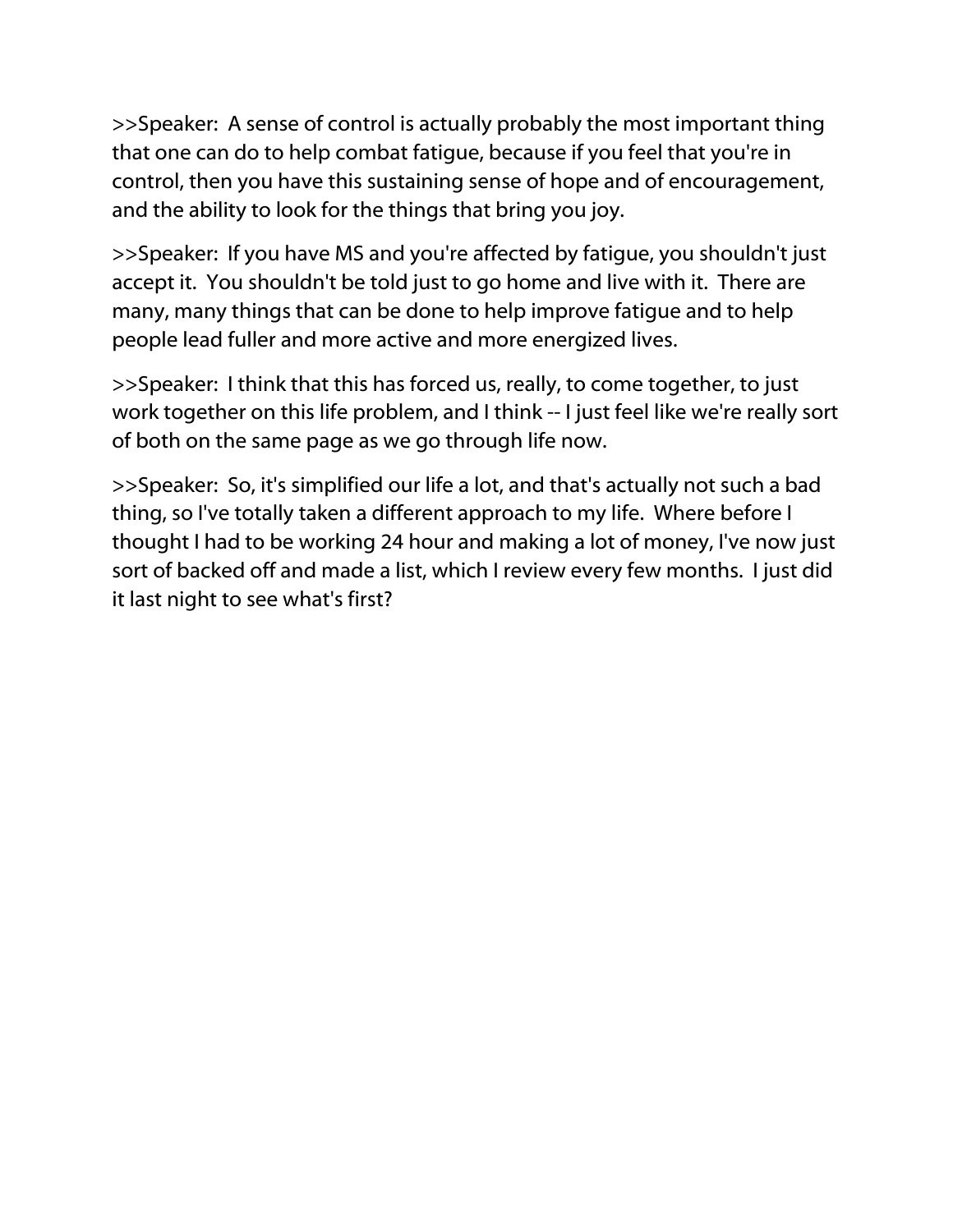>>Speaker: A sense of control is actually probably the most important thing that one can do to help combat fatigue, because if you feel that you're in control, then you have this sustaining sense of hope and of encouragement, and the ability to look for the things that bring you joy.

>>Speaker: If you have MS and you're affected by fatigue, you shouldn't just accept it. You shouldn't be told just to go home and live with it. There are many, many things that can be done to help improve fatigue and to help people lead fuller and more active and more energized lives.

>>Speaker: I think that this has forced us, really, to come together, to just work together on this life problem, and I think -- I just feel like we're really sort of both on the same page as we go through life now.

>>Speaker: So, it's simplified our life a lot, and that's actually not such a bad thing, so I've totally taken a different approach to my life. Where before I thought I had to be working 24 hour and making a lot of money, I've now just sort of backed off and made a list, which I review every few months. I just did it last night to see what's first?